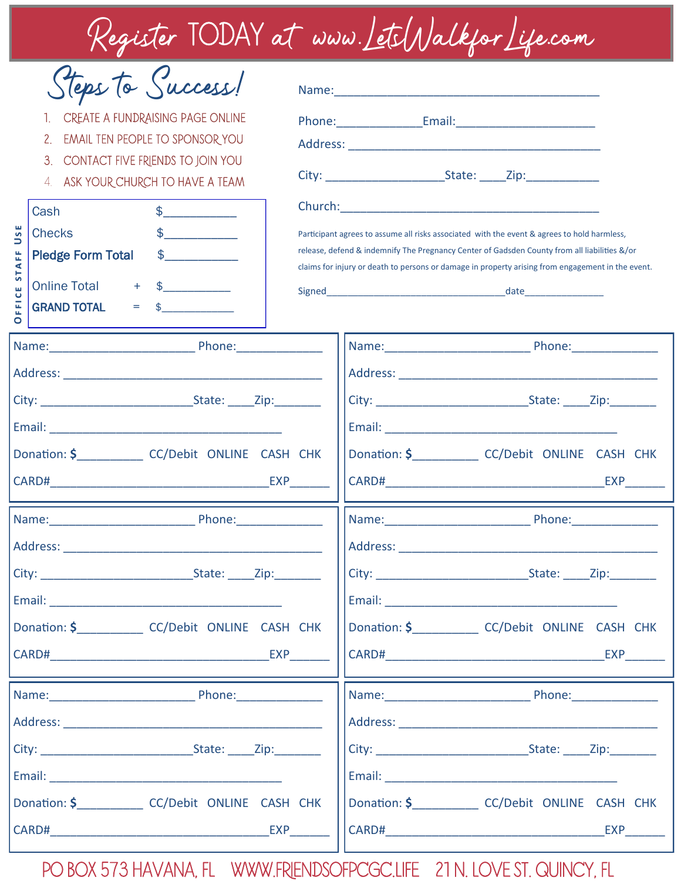# Register TODAY at www.LetsWalkforLife.com

## Steps to Success!

1. CREATE A FUNDRAISING PAGE ONLINE
2. EMAIL TEN PEOPLE TO SPONSOR YOU
3. CONTACT FIVE FRIENDS TO JOIN YOU
4. ASK YOUR CHURCH TO HAVE A TEAM

**OFFICE STAFF USE**

| | | |
|---|---|---|
| Cash | | $___________ |
| Checks | | $___________ |
| **Pledge Form Total** | | $___________ |
| Online Total | + | $___________ |
| **GRAND TOTAL** | = | $___________ |

Name:_________________________________________

Phone:_____________ Email:_____________________

Address: _______________________________________

City: __________________ State: ____ Zip:___________

Church:_________________________________________

Participant agrees to assume all risks associated with the event & agrees to hold harmless, release, defend & indemnify The Pregnancy Center of Gadsden County from all liabilities &/or claims for injury or death to persons or damage in property arising from engagement in the event.

Signed_______________________________ date_____________

---

Name:_____________________ Phone:_____________

Address: _______________________________________

City: ______________________ State: ____ Zip:_______

Email: __________________________________

Donation: **$**__________ CC/Debit ONLINE CASH CHK

CARD#________________________________ EXP______

---

Name:_____________________ Phone:_____________

Address: _______________________________________

City: ______________________ State: ____ Zip:_______

Email: __________________________________

Donation: **$**__________ CC/Debit ONLINE CASH CHK

CARD#________________________________ EXP______

---

Name:_____________________ Phone:_____________

Address: _______________________________________

City: ______________________ State: ____ Zip:_______

Email: __________________________________

Donation: **$**__________ CC/Debit ONLINE CASH CHK

CARD#________________________________ EXP______

---

Name:_____________________ Phone:_____________

Address: _______________________________________

City: ______________________ State: ____ Zip:_______

Email: __________________________________

Donation: **$**__________ CC/Debit ONLINE CASH CHK

CARD#________________________________ EXP______

---

Name:_____________________ Phone:_____________

Address: _______________________________________

City: ______________________ State: ____ Zip:_______

Email: __________________________________

Donation: **$**__________ CC/Debit ONLINE CASH CHK

CARD#________________________________ EXP______

---

Name:_____________________ Phone:_____________

Address: _______________________________________

City: ______________________ State: ____ Zip:_______

Email: __________________________________

Donation: **$**__________ CC/Debit ONLINE CASH CHK

CARD#________________________________ EXP______

---

PO BOX 573 HAVANA, FL WWW.FRIENDSOFPCGC.LIFE 21 N. LOVE ST. QUINCY, FL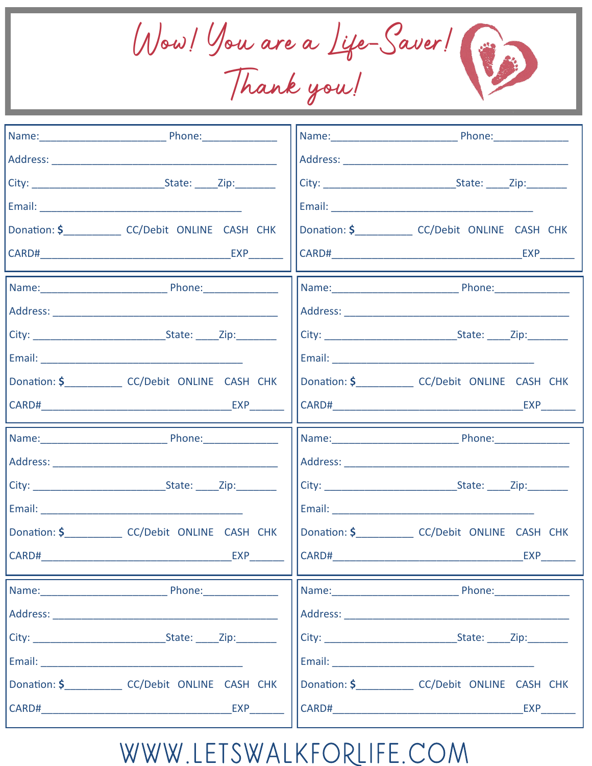# Wow! You are a Life-Saver! Thank you!

Name:______________________ Phone:_____________

Address: _______________________________________

City: _______________________State: ____Zip:_______

Email: ___________________________________

Donation: $__________ CC/Debit ONLINE CASH CHK

CARD#_________________________________EXP______

---

Name:______________________ Phone:_____________

Address: _______________________________________

City: _______________________State: ____Zip:_______

Email: ___________________________________

Donation: $__________ CC/Debit ONLINE CASH CHK

CARD#_________________________________EXP______

---

Name:______________________ Phone:_____________

Address: _______________________________________

City: _______________________State: ____Zip:_______

Email: ___________________________________

Donation: $__________ CC/Debit ONLINE CASH CHK

CARD#_________________________________EXP______

---

Name:______________________ Phone:_____________

Address: _______________________________________

City: _______________________State: ____Zip:_______

Email: ___________________________________

Donation: $__________ CC/Debit ONLINE CASH CHK

CARD#_________________________________EXP______

---

Name:______________________ Phone:_____________

Address: _______________________________________

City: _______________________State: ____Zip:_______

Email: ___________________________________

Donation: $__________ CC/Debit ONLINE CASH CHK

CARD#_________________________________EXP______

---

Name:______________________ Phone:_____________

Address: _______________________________________

City: _______________________State: ____Zip:_______

Email: ___________________________________

Donation: $__________ CC/Debit ONLINE CASH CHK

CARD#_________________________________EXP______

---

Name:______________________ Phone:_____________

Address: _______________________________________

City: _______________________State: ____Zip:_______

Email: ___________________________________

Donation: $__________ CC/Debit ONLINE CASH CHK

CARD#_________________________________EXP______

---

Name:______________________ Phone:_____________

Address: _______________________________________

City: _______________________State: ____Zip:_______

Email: ___________________________________

Donation: $__________ CC/Debit ONLINE CASH CHK

CARD#_________________________________EXP______

---

WWW.LETSWALKFORLIFE.COM